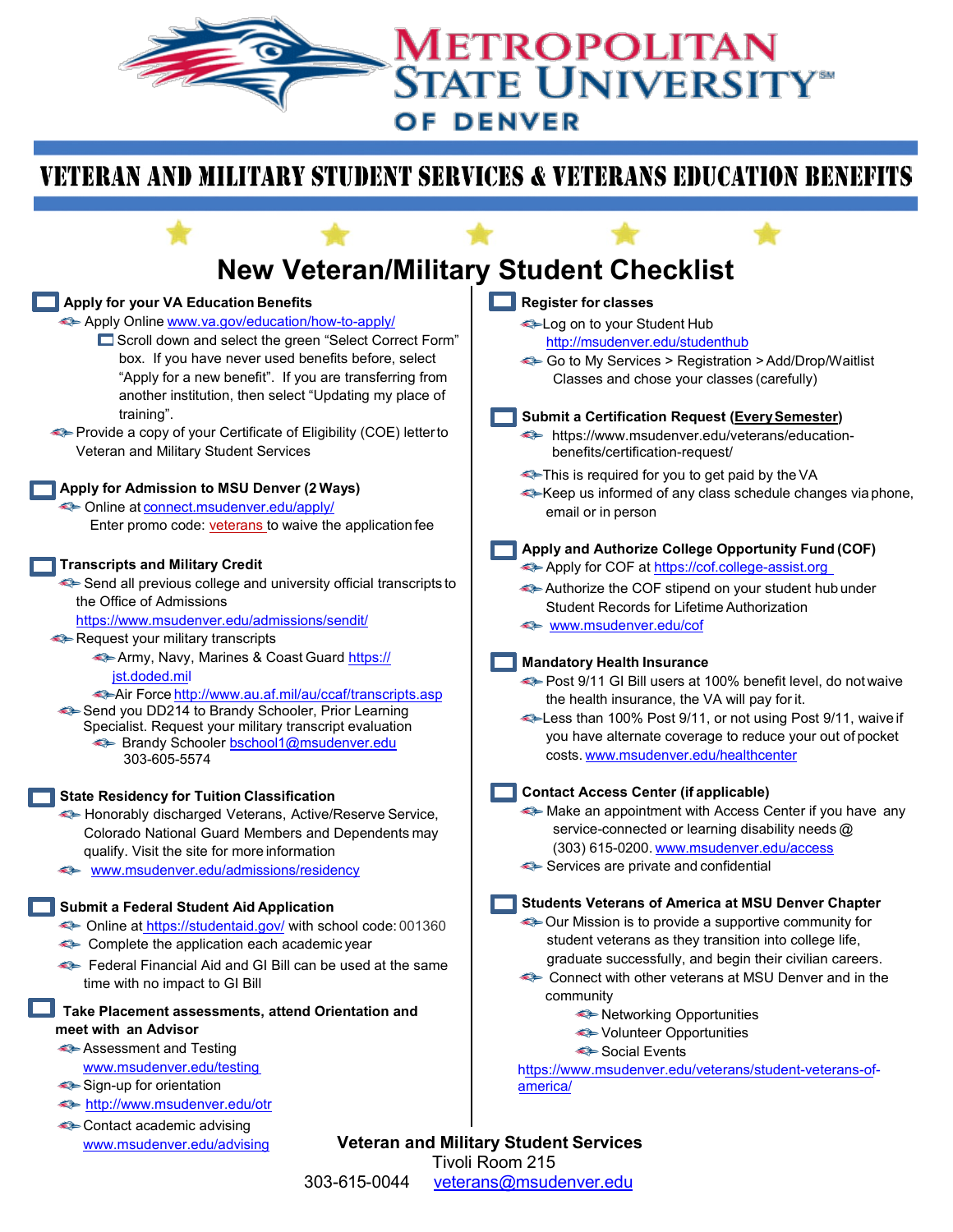# Metropolitan State University of Denver

## Veteran and Military Student Services & Veterans Education Benefits

# New Veteran/Military Student Checklist

### Apply for your VA Education Benefits

- Apply Online www.va.gov/education/how-to-apply/
  - Scroll down and select the green "Select Correct Form" box. If you have never used benefits before, select "Apply for a new benefit". If you are transferring from another institution, then select "Updating my place of training".
- Provide a copy of your Certificate of Eligibility (COE) letter to Veteran and Military Student Services

### Apply for Admission to MSU Denver (2 Ways)

- Online at connect.msudenver.edu/apply/
  Enter promo code: veterans to waive the application fee

### Transcripts and Military Credit

- Send all previous college and university official transcripts to the Office of Admissions https://www.msudenver.edu/admissions/sendit/
- Request your military transcripts
  - Army, Navy, Marines & Coast Guard https://jst.doded.mil
  - Air Force http://www.au.af.mil/au/ccaf/transcripts.asp
- Send you DD214 to Brandy Schooler, Prior Learning Specialist. Request your military transcript evaluation
  - Brandy Schooler bschool1@msudenver.edu 303-605-5574

### State Residency for Tuition Classification

- Honorably discharged Veterans, Active/Reserve Service, Colorado National Guard Members and Dependents may qualify. Visit the site for more information
- www.msudenver.edu/admissions/residency

### Submit a Federal Student Aid Application

- Online at https://studentaid.gov/ with school code: 001360
- Complete the application each academic year
- Federal Financial Aid and GI Bill can be used at the same time with no impact to GI Bill

### Take Placement assessments, attend Orientation and meet with an Advisor

- Assessment and Testing www.msudenver.edu/testing
- Sign-up for orientation
- http://www.msudenver.edu/otr
- Contact academic advising www.msudenver.edu/advising

### Register for classes

- Log on to your Student Hub http://msudenver.edu/studenthub
- Go to My Services > Registration > Add/Drop/Waitlist Classes and chose your classes (carefully)

### Submit a Certification Request (**Every Semester**)

- https://www.msudenver.edu/veterans/education-benefits/certification-request/
- This is required for you to get paid by the VA
- Keep us informed of any class schedule changes via phone, email or in person

### Apply and Authorize College Opportunity Fund (COF)

- Apply for COF at https://cof.college-assist.org
- Authorize the COF stipend on your student hub under Student Records for Lifetime Authorization
- www.msudenver.edu/cof

### Mandatory Health Insurance

- Post 9/11 GI Bill users at 100% benefit level, do not waive the health insurance, the VA will pay for it.
- Less than 100% Post 9/11, or not using Post 9/11, waive if you have alternate coverage to reduce your out of pocket costs. www.msudenver.edu/healthcenter

### Contact Access Center (if applicable)

- Make an appointment with Access Center if you have any service-connected or learning disability needs @ (303) 615-0200. www.msudenver.edu/access
- Services are private and confidential

### Students Veterans of America at MSU Denver Chapter

- Our Mission is to provide a supportive community for student veterans as they transition into college life, graduate successfully, and begin their civilian careers.
- Connect with other veterans at MSU Denver and in the community
  - Networking Opportunities
  - Volunteer Opportunities
  - Social Events

https://www.msudenver.edu/veterans/student-veterans-of-america/

**Veteran and Military Student Services**
Tivoli Room 215
303-615-0044 veterans@msudenver.edu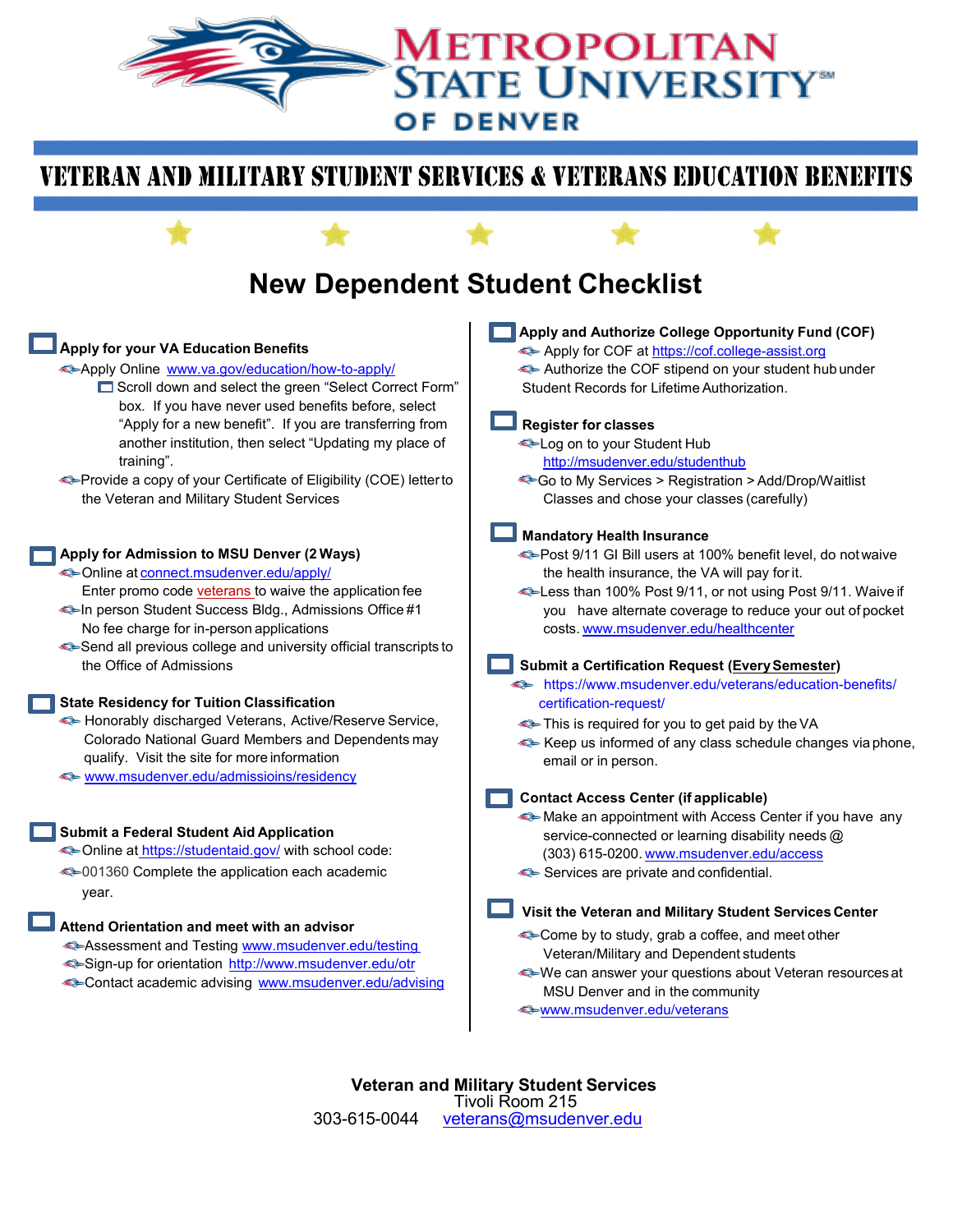# Metropolitan State University of Denver

## VETERAN AND MILITARY STUDENT SERVICES & VETERANS EDUCATION BENEFITS

# New Dependent Student Checklist

**Apply for your VA Education Benefits**

- Apply Online www.va.gov/education/how-to-apply/
  - Scroll down and select the green "Select Correct Form" box. If you have never used benefits before, select "Apply for a new benefit". If you are transferring from another institution, then select "Updating my place of training".
- Provide a copy of your Certificate of Eligibility (COE) letter to the Veteran and Military Student Services

**Apply for Admission to MSU Denver (2 Ways)**

- Online at connect.msudenver.edu/apply/
  Enter promo code veterans to waive the application fee
- In person Student Success Bldg., Admissions Office #1
  No fee charge for in-person applications
- Send all previous college and university official transcripts to the Office of Admissions

**State Residency for Tuition Classification**

- Honorably discharged Veterans, Active/Reserve Service, Colorado National Guard Members and Dependents may qualify. Visit the site for more information
- www.msudenver.edu/admissioins/residency

**Submit a Federal Student Aid Application**

- Online at https://studentaid.gov/ with school code:
- 001360 Complete the application each academic year.

**Attend Orientation and meet with an advisor**

- Assessment and Testing www.msudenver.edu/testing
- Sign-up for orientation http://www.msudenver.edu/otr
- Contact academic advising www.msudenver.edu/advising

**Apply and Authorize College Opportunity Fund (COF)**

- Apply for COF at https://cof.college-assist.org
- Authorize the COF stipend on your student hub under Student Records for Lifetime Authorization.

**Register for classes**

- Log on to your Student Hub http://msudenver.edu/studenthub
- Go to My Services > Registration > Add/Drop/Waitlist Classes and chose your classes (carefully)

**Mandatory Health Insurance**

- Post 9/11 GI Bill users at 100% benefit level, do not waive the health insurance, the VA will pay for it.
- Less than 100% Post 9/11, or not using Post 9/11. Waive if you have alternate coverage to reduce your out of pocket costs. www.msudenver.edu/healthcenter

**Submit a Certification Request (Every Semester)**

- https://www.msudenver.edu/veterans/education-benefits/certification-request/
- This is required for you to get paid by the VA
- Keep us informed of any class schedule changes via phone, email or in person.

**Contact Access Center (if applicable)**

- Make an appointment with Access Center if you have any service-connected or learning disability needs @ (303) 615-0200. www.msudenver.edu/access
- Services are private and confidential.

**Visit the Veteran and Military Student Services Center**

- Come by to study, grab a coffee, and meet other Veteran/Military and Dependent students
- We can answer your questions about Veteran resources at MSU Denver and in the community
- www.msudenver.edu/veterans

**Veteran and Military Student Services**
Tivoli Room 215
303-615-0044 veterans@msudenver.edu